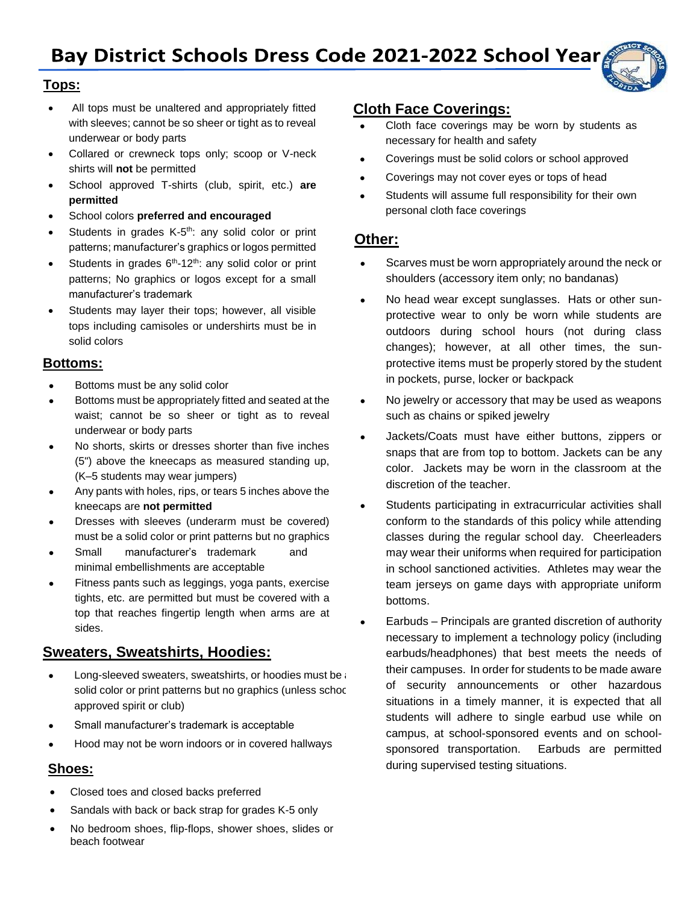# Bay District Schools Dress Code 2021-2022 School Year

## Tops:

- All tops must be unaltered and appropriately fitted with sleeves; cannot be so sheer or tight as to reveal underwear or body parts
- Collared or crewneck tops only; scoop or V-neck shirts will **not** be permitted
- School approved T-shirts (club, spirit, etc.) **are permitted**
- School colors **preferred and encouraged**
- Students in grades K-5th: any solid color or print patterns; manufacturer's graphics or logos permitted
- Students in grades 6th-12th: any solid color or print patterns; No graphics or logos except for a small manufacturer's trademark
- Students may layer their tops; however, all visible tops including camisoles or undershirts must be in solid colors

## Bottoms:

- Bottoms must be any solid color
- Bottoms must be appropriately fitted and seated at the waist; cannot be so sheer or tight as to reveal underwear or body parts
- No shorts, skirts or dresses shorter than five inches (5") above the kneecaps as measured standing up, (K–5 students may wear jumpers)
- Any pants with holes, rips, or tears 5 inches above the kneecaps are **not permitted**
- Dresses with sleeves (underarm must be covered) must be a solid color or print patterns but no graphics
- Small manufacturer's trademark and minimal embellishments are acceptable
- Fitness pants such as leggings, yoga pants, exercise tights, etc. are permitted but must be covered with a top that reaches fingertip length when arms are at sides.

## Sweaters, Sweatshirts, Hoodies:

- Long-sleeved sweaters, sweatshirts, or hoodies must be a solid color or print patterns but no graphics (unless school approved spirit or club)
- Small manufacturer's trademark is acceptable
- Hood may not be worn indoors or in covered hallways

## Shoes:

- Closed toes and closed backs preferred
- Sandals with back or back strap for grades K-5 only
- No bedroom shoes, flip-flops, shower shoes, slides or beach footwear

## Cloth Face Coverings:

- Cloth face coverings may be worn by students as necessary for health and safety
- Coverings must be solid colors or school approved
- Coverings may not cover eyes or tops of head
- Students will assume full responsibility for their own personal cloth face coverings

## Other:

- Scarves must be worn appropriately around the neck or shoulders (accessory item only; no bandanas)
- No head wear except sunglasses. Hats or other sun-protective wear to only be worn while students are outdoors during school hours (not during class changes); however, at all other times, the sun-protective items must be properly stored by the student in pockets, purse, locker or backpack
- No jewelry or accessory that may be used as weapons such as chains or spiked jewelry
- Jackets/Coats must have either buttons, zippers or snaps that are from top to bottom. Jackets can be any color. Jackets may be worn in the classroom at the discretion of the teacher.
- Students participating in extracurricular activities shall conform to the standards of this policy while attending classes during the regular school day. Cheerleaders may wear their uniforms when required for participation in school sanctioned activities. Athletes may wear the team jerseys on game days with appropriate uniform bottoms.
- Earbuds – Principals are granted discretion of authority necessary to implement a technology policy (including earbuds/headphones) that best meets the needs of their campuses. In order for students to be made aware of security announcements or other hazardous situations in a timely manner, it is expected that all students will adhere to single earbud use while on campus, at school-sponsored events and on school-sponsored transportation. Earbuds are permitted during supervised testing situations.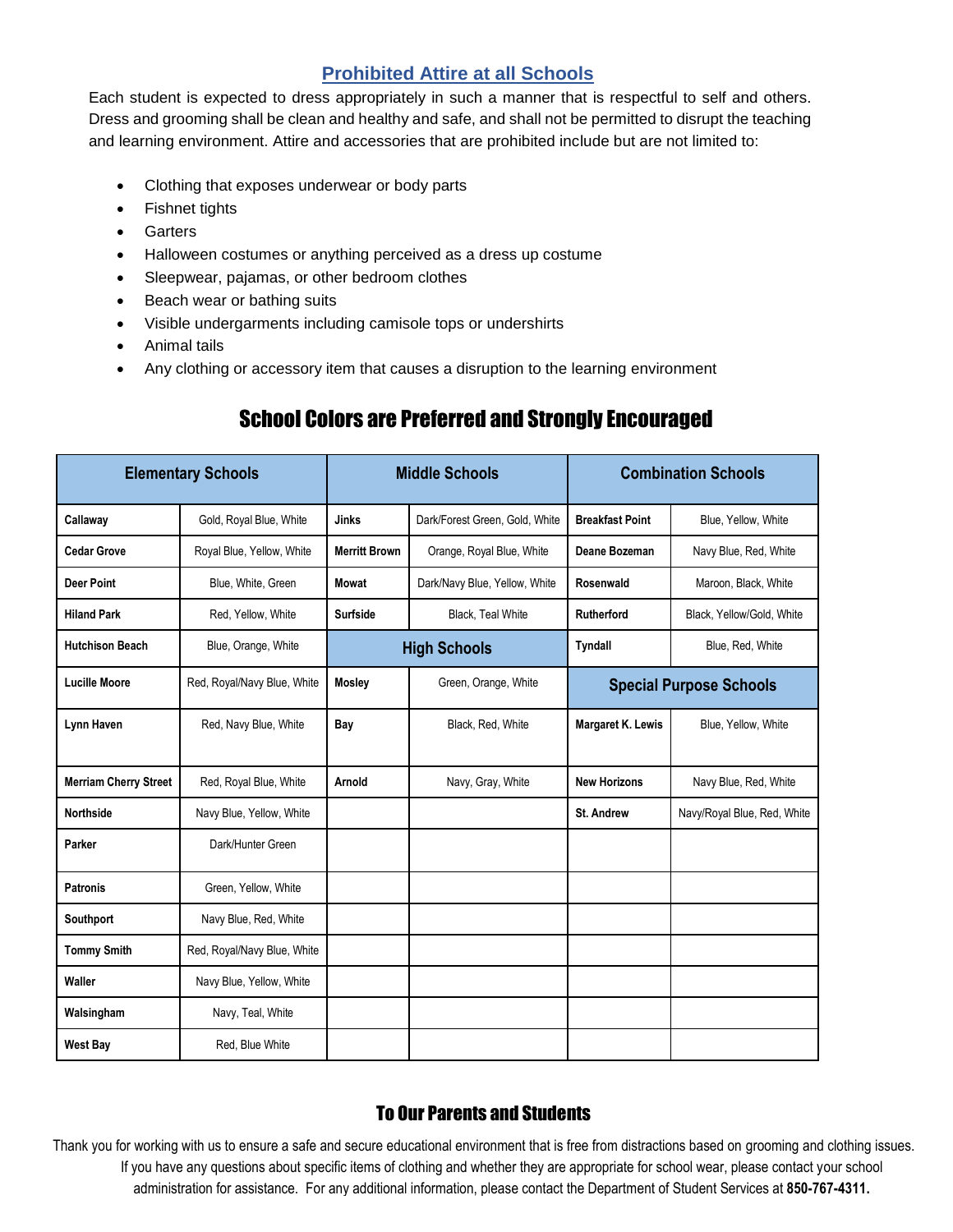## Prohibited Attire at all Schools

Each student is expected to dress appropriately in such a manner that is respectful to self and others. Dress and grooming shall be clean and healthy and safe, and shall not be permitted to disrupt the teaching and learning environment. Attire and accessories that are prohibited include but are not limited to:

- Clothing that exposes underwear or body parts
- Fishnet tights
- Garters
- Halloween costumes or anything perceived as a dress up costume
- Sleepwear, pajamas, or other bedroom clothes
- Beach wear or bathing suits
- Visible undergarments including camisole tops or undershirts
- Animal tails
- Any clothing or accessory item that causes a disruption to the learning environment

## School Colors are Preferred and Strongly Encouraged

| Elementary Schools | | Middle Schools | | Combination Schools | |
|---|---|---|---|---|---|
| **Callaway** | Gold, Royal Blue, White | **Jinks** | Dark/Forest Green, Gold, White | **Breakfast Point** | Blue, Yellow, White |
| **Cedar Grove** | Royal Blue, Yellow, White | **Merritt Brown** | Orange, Royal Blue, White | **Deane Bozeman** | Navy Blue, Red, White |
| **Deer Point** | Blue, White, Green | **Mowat** | Dark/Navy Blue, Yellow, White | **Rosenwald** | Maroon, Black, White |
| **Hiland Park** | Red, Yellow, White | **Surfside** | Black, Teal White | **Rutherford** | Black, Yellow/Gold, White |
| **Hutchison Beach** | Blue, Orange, White | **High Schools** | | **Tyndall** | Blue, Red, White |
| **Lucille Moore** | Red, Royal/Navy Blue, White | **Mosley** | Green, Orange, White | **Special Purpose Schools** | |
| **Lynn Haven** | Red, Navy Blue, White | **Bay** | Black, Red, White | **Margaret K. Lewis** | Blue, Yellow, White |
| **Merriam Cherry Street** | Red, Royal Blue, White | **Arnold** | Navy, Gray, White | **New Horizons** | Navy Blue, Red, White |
| **Northside** | Navy Blue, Yellow, White | | | **St. Andrew** | Navy/Royal Blue, Red, White |
| **Parker** | Dark/Hunter Green | | | | |
| **Patronis** | Green, Yellow, White | | | | |
| **Southport** | Navy Blue, Red, White | | | | |
| **Tommy Smith** | Red, Royal/Navy Blue, White | | | | |
| **Waller** | Navy Blue, Yellow, White | | | | |
| **Walsingham** | Navy, Teal, White | | | | |
| **West Bay** | Red, Blue White | | | | |

## To Our Parents and Students

Thank you for working with us to ensure a safe and secure educational environment that is free from distractions based on grooming and clothing issues. If you have any questions about specific items of clothing and whether they are appropriate for school wear, please contact your school administration for assistance. For any additional information, please contact the Department of Student Services at **850-767-4311.**